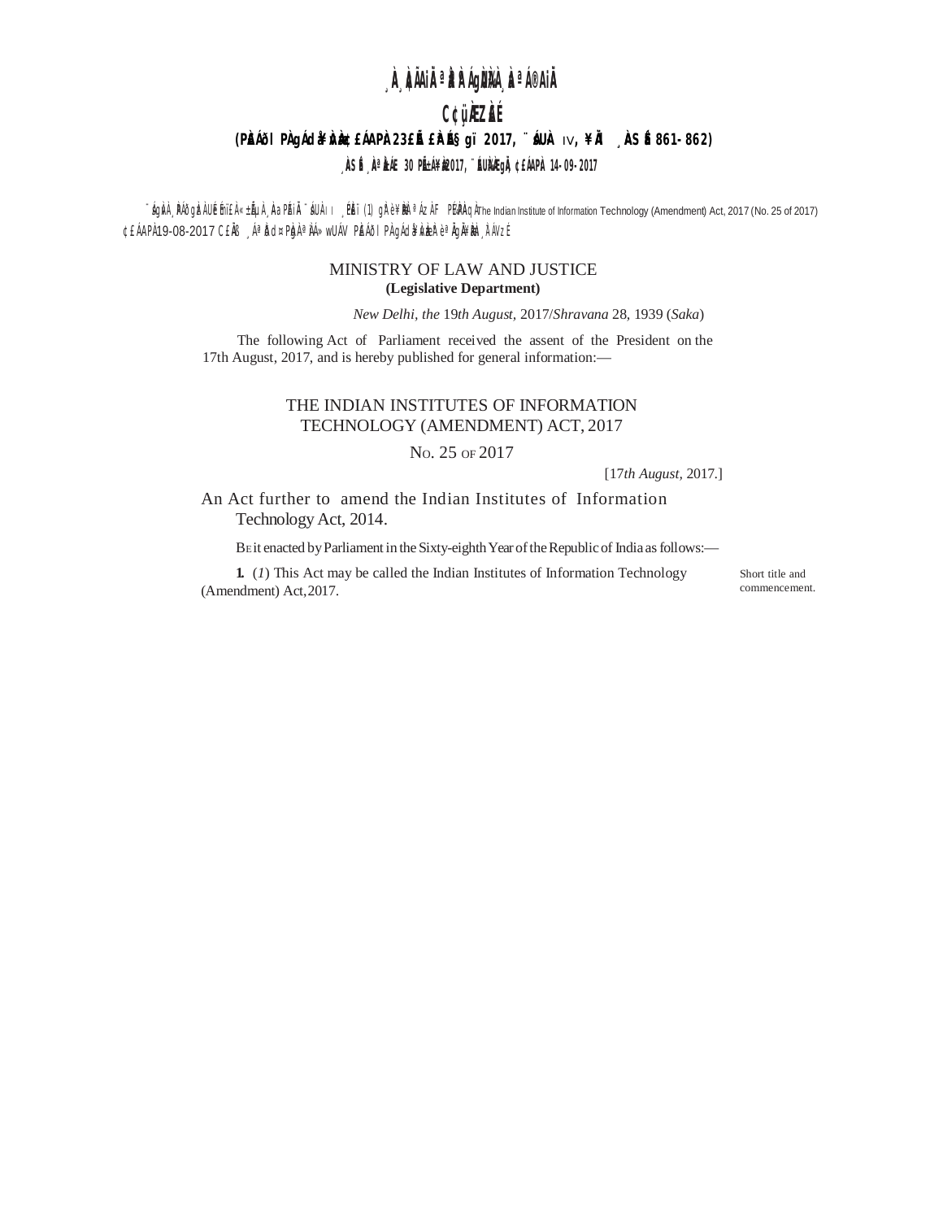**¸ÀA¸À¢ÃAiÀÄ ªÀåªÀºÁgÀUÀ¼À ¸ÀaªÁ®AiÀÄ**

**C¢ü¸ÀÆZÀ£É**

**(PÉÃAzÀæ PÁAiÀÄðzÀ²ð ¨sÁgÀvÀ ¸ÀPÁðgÀ £ÀA 23£É £ÉÃ ¢£ÁAPÀ 2017, ¨sÁUÀ IV, ¥ÀÄl ¸ÀASÉå 861-862)**

**¸ÀASÉå ¸ÀªÀå±ÁE 30 PÉñÁ¥Àæ 2017, ¨ÉAUÀ¼ÀÆgÀÄ, ¢£ÁAPÀ 14-09-2017**

¨sÁgÀvÀ ¸ÀPÁðgÀzÀ UÉeÉmï£À «±ÉõÀ ¸ÀAaPÉ ¨sÁUÀ II ¸ÉPÀë£ï (1) gÀ°è ¥ÀæPÀlªÁzÀ F PÉ¼ÀPÀAqÀ The Indian Institute of Information Technology (Amendment) Act, 2017 (No. 25 of 2017) ¢£ÁAPÀ 19-08-2017 C£ÀÄß ¸ÁªÀðd¤PÀgÀ ªÀiÁ»wUÁV PÀ£ÁðlPÀ gÁdå¥ÀvÀæzÀ°è ªÀÄgÀÄ ¥ÀæPÀn¸À¯ÁVzÉ

## MINISTRY OF LAW AND JUSTICE

**(Legislative Department)**

*New Delhi, the* 19*th August*, 2017/*Shravana* 28, 1939 (*Saka*)

The following Act of Parliament received the assent of the President on the 17th August, 2017, and is hereby published for general information:—

## THE INDIAN INSTITUTES OF INFORMATION TECHNOLOGY (AMENDMENT) ACT, 2017

NO. 25 OF 2017

[17*th August*, 2017.]

An Act further to amend the Indian Institutes of Information Technology Act, 2014.

BE it enacted by Parliament in the Sixty-eighth Year of the Republic of India as follows:—

Short title and commencement.

**1.** (*1*) This Act may be called the Indian Institutes of Information Technology (Amendment) Act, 2017.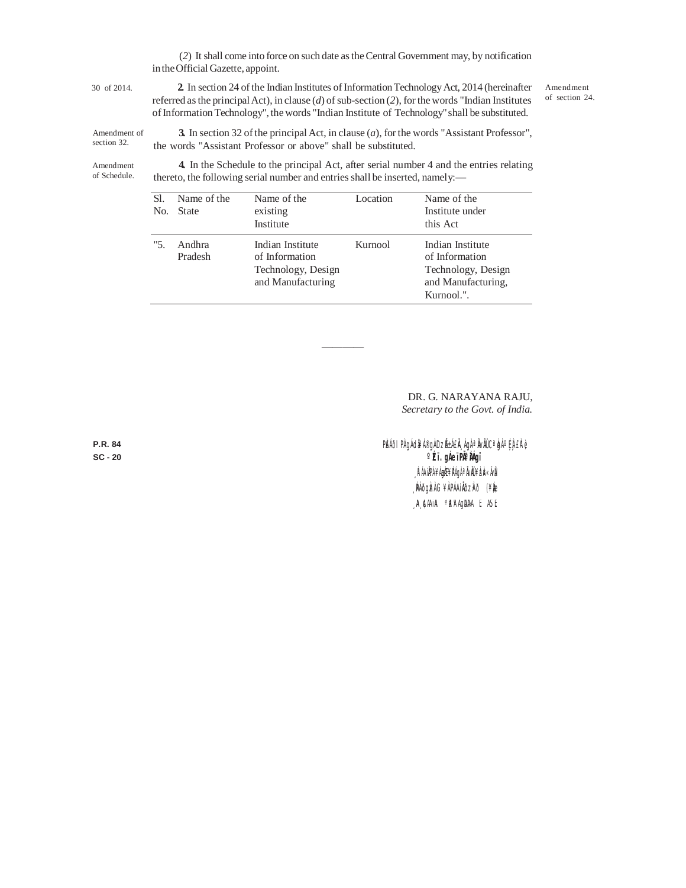(2) It shall come into force on such date as the Central Government may, by notification in the Official Gazette, appoint.

30 of 2014.

Amendment of section 24.

**2.** In section 24 of the Indian Institutes of Information Technology Act, 2014 (hereinafter referred as the principal Act), in clause (*d*) of sub-section (*2*), for the words "Indian Institutes of Information Technology", the words "Indian Institute of Technology" shall be substituted.

Amendment of section 32.

**3.** In section 32 of the principal Act, in clause (*a*), for the words "Assistant Professor", the words "Assistant Professor or above" shall be substituted.

Amendment of Schedule.

**4.** In the Schedule to the principal Act, after serial number 4 and the entries relating thereto, the following serial number and entries shall be inserted, namely:—

| Sl. No. | Name of the State | Name of the existing Institute | Location | Name of the Institute under this Act |
|---|---|---|---|---|
| "5. | Andhra Pradesh | Indian Institute of Information Technology, Design and Manufacturing | Kurnool | Indian Institute of Information Technology, Design and Manufacturing, Kurnool.". |

————

DR. G. NARAYANA RAJU,
*Secretary to the Govt. of India.*

P.R. 84
SC - 20

PÀ£ÁðlPÀ gÁdå¥ÀvÀæ gÀ°è ¥ÀæPÀl¸À¯ÁVzÉ